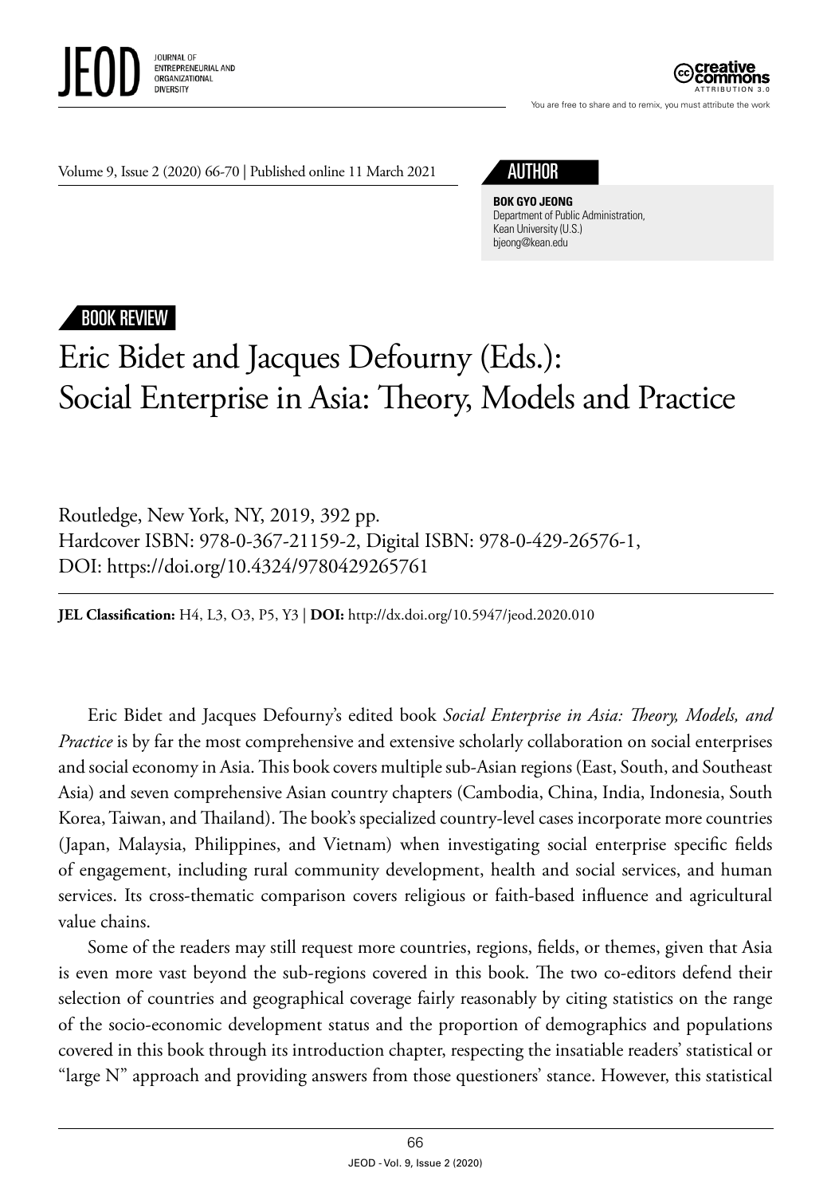**BOOK REVIEW**

# Eric Bidet and Jacques Defourny (Eds.): Social Enterprise in Asia: Theory, Models and Practice

**AUTHOR**

**BOK GYO JEONG**
Department of Public Administration, Kean University (U.S.)
bjeong@kean.edu

Routledge, New York, NY, 2019, 392 pp.
Hardcover ISBN: 978-0-367-21159-2, Digital ISBN: 978-0-429-26576-1,
DOI: https://doi.org/10.4324/9780429265761

**JEL Classification:** H4, L3, O3, P5, Y3 | **DOI:** http://dx.doi.org/10.5947/jeod.2020.010

Eric Bidet and Jacques Defourny's edited book *Social Enterprise in Asia: Theory, Models, and Practice* is by far the most comprehensive and extensive scholarly collaboration on social enterprises and social economy in Asia. This book covers multiple sub-Asian regions (East, South, and Southeast Asia) and seven comprehensive Asian country chapters (Cambodia, China, India, Indonesia, South Korea, Taiwan, and Thailand). The book's specialized country-level cases incorporate more countries (Japan, Malaysia, Philippines, and Vietnam) when investigating social enterprise specific fields of engagement, including rural community development, health and social services, and human services. Its cross-thematic comparison covers religious or faith-based influence and agricultural value chains.

Some of the readers may still request more countries, regions, fields, or themes, given that Asia is even more vast beyond the sub-regions covered in this book. The two co-editors defend their selection of countries and geographical coverage fairly reasonably by citing statistics on the range of the socio-economic development status and the proportion of demographics and populations covered in this book through its introduction chapter, respecting the insatiable readers' statistical or "large N" approach and providing answers from those questioners' stance. However, this statistical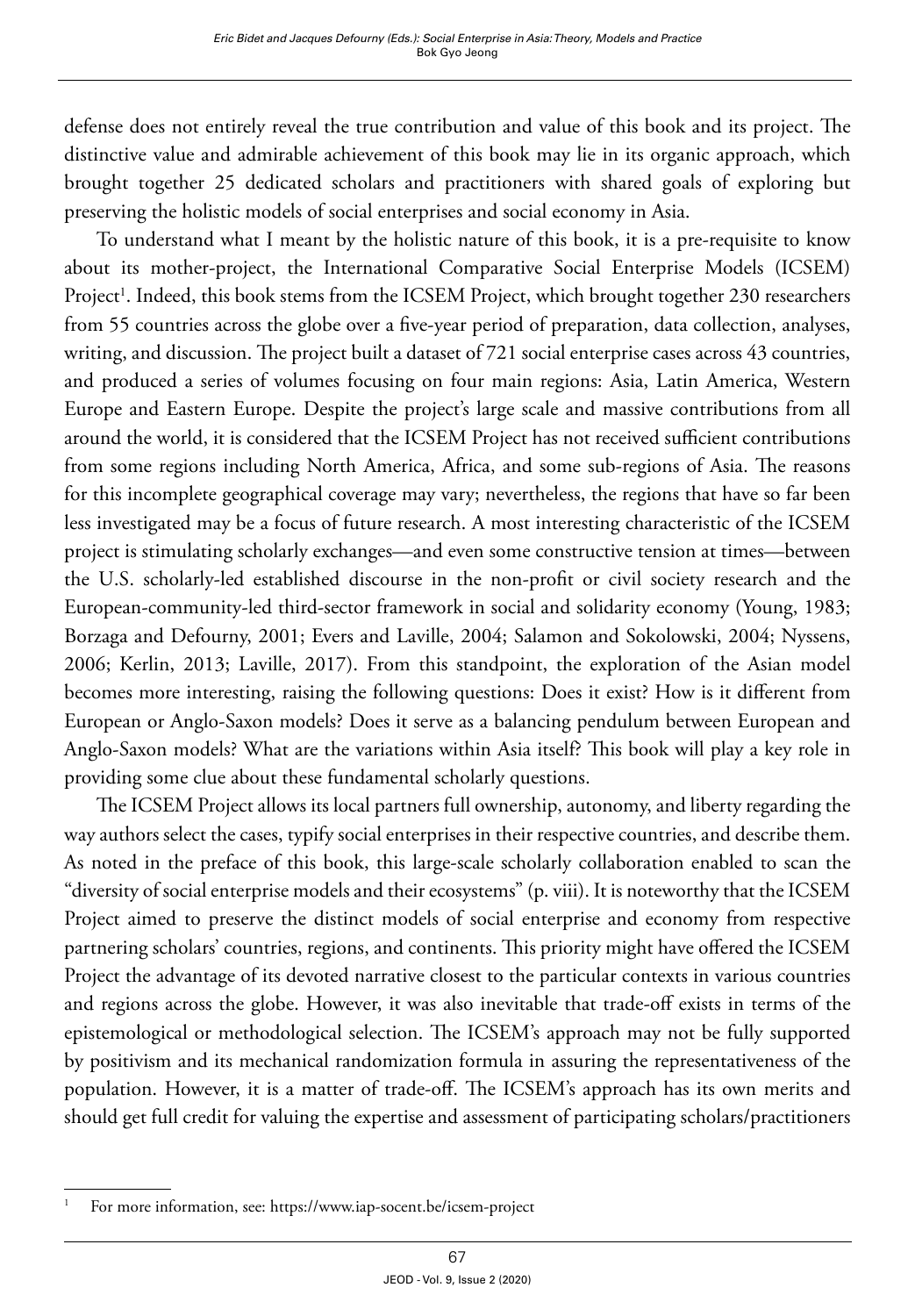defense does not entirely reveal the true contribution and value of this book and its project. The distinctive value and admirable achievement of this book may lie in its organic approach, which brought together 25 dedicated scholars and practitioners with shared goals of exploring but preserving the holistic models of social enterprises and social economy in Asia.

To understand what I meant by the holistic nature of this book, it is a pre-requisite to know about its mother-project, the International Comparative Social Enterprise Models (ICSEM) Project[1]. Indeed, this book stems from the ICSEM Project, which brought together 230 researchers from 55 countries across the globe over a five-year period of preparation, data collection, analyses, writing, and discussion. The project built a dataset of 721 social enterprise cases across 43 countries, and produced a series of volumes focusing on four main regions: Asia, Latin America, Western Europe and Eastern Europe. Despite the project's large scale and massive contributions from all around the world, it is considered that the ICSEM Project has not received sufficient contributions from some regions including North America, Africa, and some sub-regions of Asia. The reasons for this incomplete geographical coverage may vary; nevertheless, the regions that have so far been less investigated may be a focus of future research. A most interesting characteristic of the ICSEM project is stimulating scholarly exchanges—and even some constructive tension at times—between the U.S. scholarly-led established discourse in the non-profit or civil society research and the European-community-led third-sector framework in social and solidarity economy (Young, 1983; Borzaga and Defourny, 2001; Evers and Laville, 2004; Salamon and Sokolowski, 2004; Nyssens, 2006; Kerlin, 2013; Laville, 2017). From this standpoint, the exploration of the Asian model becomes more interesting, raising the following questions: Does it exist? How is it different from European or Anglo-Saxon models? Does it serve as a balancing pendulum between European and Anglo-Saxon models? What are the variations within Asia itself? This book will play a key role in providing some clue about these fundamental scholarly questions.

The ICSEM Project allows its local partners full ownership, autonomy, and liberty regarding the way authors select the cases, typify social enterprises in their respective countries, and describe them. As noted in the preface of this book, this large-scale scholarly collaboration enabled to scan the "diversity of social enterprise models and their ecosystems" (p. viii). It is noteworthy that the ICSEM Project aimed to preserve the distinct models of social enterprise and economy from respective partnering scholars' countries, regions, and continents. This priority might have offered the ICSEM Project the advantage of its devoted narrative closest to the particular contexts in various countries and regions across the globe. However, it was also inevitable that trade-off exists in terms of the epistemological or methodological selection. The ICSEM's approach may not be fully supported by positivism and its mechanical randomization formula in assuring the representativeness of the population. However, it is a matter of trade-off. The ICSEM's approach has its own merits and should get full credit for valuing the expertise and assessment of participating scholars/practitioners

[1] For more information, see: https://www.iap-socent.be/icsem-project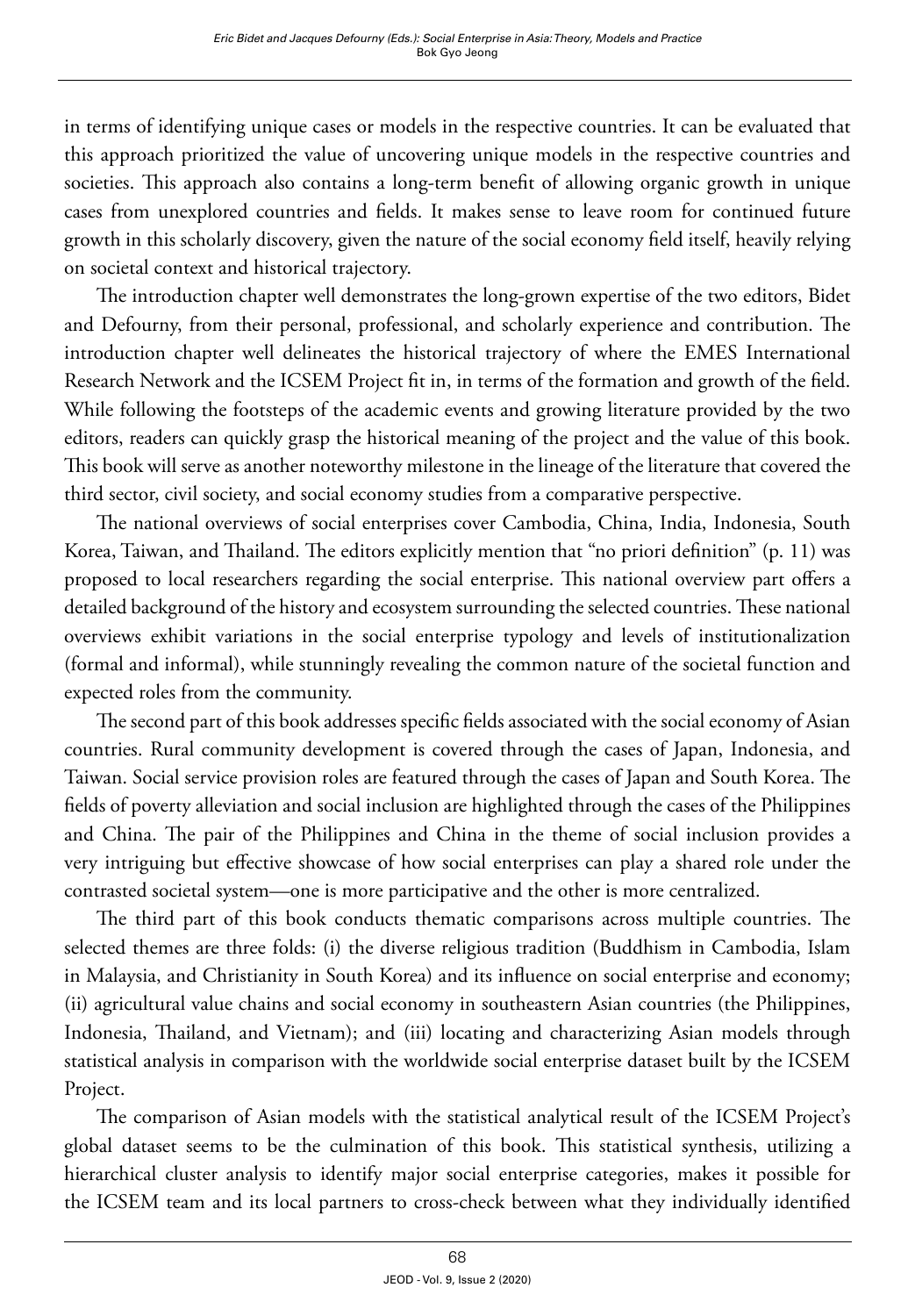in terms of identifying unique cases or models in the respective countries. It can be evaluated that this approach prioritized the value of uncovering unique models in the respective countries and societies. This approach also contains a long-term benefit of allowing organic growth in unique cases from unexplored countries and fields. It makes sense to leave room for continued future growth in this scholarly discovery, given the nature of the social economy field itself, heavily relying on societal context and historical trajectory.

The introduction chapter well demonstrates the long-grown expertise of the two editors, Bidet and Defourny, from their personal, professional, and scholarly experience and contribution. The introduction chapter well delineates the historical trajectory of where the EMES International Research Network and the ICSEM Project fit in, in terms of the formation and growth of the field. While following the footsteps of the academic events and growing literature provided by the two editors, readers can quickly grasp the historical meaning of the project and the value of this book. This book will serve as another noteworthy milestone in the lineage of the literature that covered the third sector, civil society, and social economy studies from a comparative perspective.

The national overviews of social enterprises cover Cambodia, China, India, Indonesia, South Korea, Taiwan, and Thailand. The editors explicitly mention that "no priori definition" (p. 11) was proposed to local researchers regarding the social enterprise. This national overview part offers a detailed background of the history and ecosystem surrounding the selected countries. These national overviews exhibit variations in the social enterprise typology and levels of institutionalization (formal and informal), while stunningly revealing the common nature of the societal function and expected roles from the community.

The second part of this book addresses specific fields associated with the social economy of Asian countries. Rural community development is covered through the cases of Japan, Indonesia, and Taiwan. Social service provision roles are featured through the cases of Japan and South Korea. The fields of poverty alleviation and social inclusion are highlighted through the cases of the Philippines and China. The pair of the Philippines and China in the theme of social inclusion provides a very intriguing but effective showcase of how social enterprises can play a shared role under the contrasted societal system—one is more participative and the other is more centralized.

The third part of this book conducts thematic comparisons across multiple countries. The selected themes are three folds: (i) the diverse religious tradition (Buddhism in Cambodia, Islam in Malaysia, and Christianity in South Korea) and its influence on social enterprise and economy; (ii) agricultural value chains and social economy in southeastern Asian countries (the Philippines, Indonesia, Thailand, and Vietnam); and (iii) locating and characterizing Asian models through statistical analysis in comparison with the worldwide social enterprise dataset built by the ICSEM Project.

The comparison of Asian models with the statistical analytical result of the ICSEM Project's global dataset seems to be the culmination of this book. This statistical synthesis, utilizing a hierarchical cluster analysis to identify major social enterprise categories, makes it possible for the ICSEM team and its local partners to cross-check between what they individually identified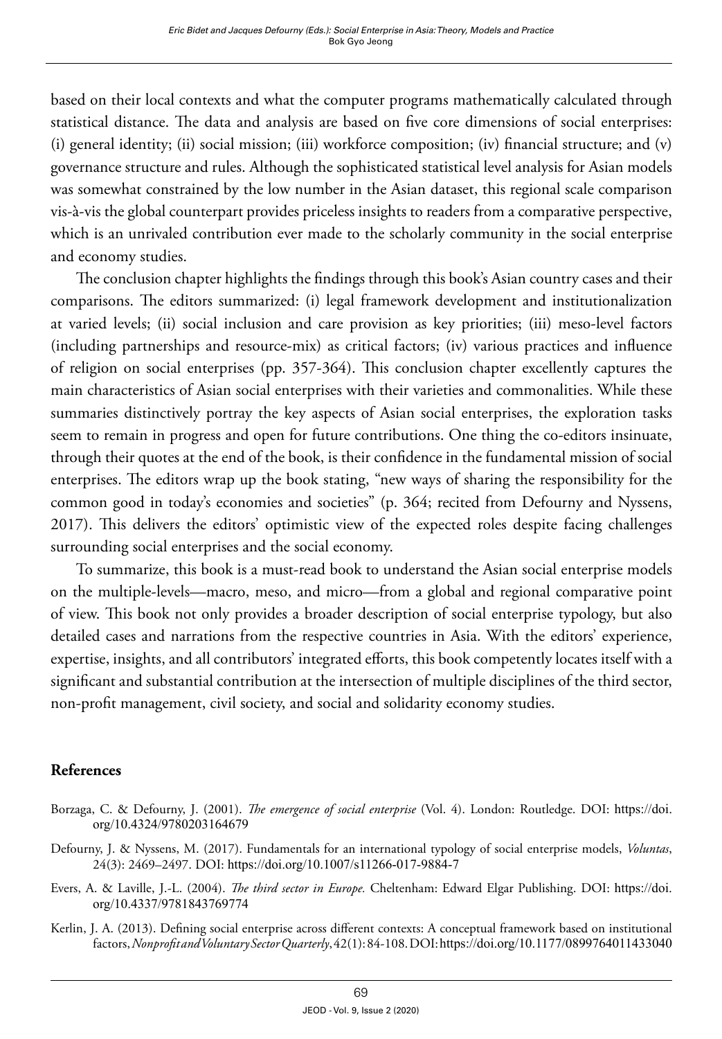based on their local contexts and what the computer programs mathematically calculated through statistical distance. The data and analysis are based on five core dimensions of social enterprises: (i) general identity; (ii) social mission; (iii) workforce composition; (iv) financial structure; and (v) governance structure and rules. Although the sophisticated statistical level analysis for Asian models was somewhat constrained by the low number in the Asian dataset, this regional scale comparison vis-à-vis the global counterpart provides priceless insights to readers from a comparative perspective, which is an unrivaled contribution ever made to the scholarly community in the social enterprise and economy studies.

The conclusion chapter highlights the findings through this book's Asian country cases and their comparisons. The editors summarized: (i) legal framework development and institutionalization at varied levels; (ii) social inclusion and care provision as key priorities; (iii) meso-level factors (including partnerships and resource-mix) as critical factors; (iv) various practices and influence of religion on social enterprises (pp. 357-364). This conclusion chapter excellently captures the main characteristics of Asian social enterprises with their varieties and commonalities. While these summaries distinctively portray the key aspects of Asian social enterprises, the exploration tasks seem to remain in progress and open for future contributions. One thing the co-editors insinuate, through their quotes at the end of the book, is their confidence in the fundamental mission of social enterprises. The editors wrap up the book stating, "new ways of sharing the responsibility for the common good in today's economies and societies" (p. 364; recited from Defourny and Nyssens, 2017). This delivers the editors' optimistic view of the expected roles despite facing challenges surrounding social enterprises and the social economy.

To summarize, this book is a must-read book to understand the Asian social enterprise models on the multiple-levels—macro, meso, and micro—from a global and regional comparative point of view. This book not only provides a broader description of social enterprise typology, but also detailed cases and narrations from the respective countries in Asia. With the editors' experience, expertise, insights, and all contributors' integrated efforts, this book competently locates itself with a significant and substantial contribution at the intersection of multiple disciplines of the third sector, non-profit management, civil society, and social and solidarity economy studies.

## References

Borzaga, C. & Defourny, J. (2001). *The emergence of social enterprise* (Vol. 4). London: Routledge. DOI: https://doi.org/10.4324/9780203164679

Defourny, J. & Nyssens, M. (2017). Fundamentals for an international typology of social enterprise models, *Voluntas*, 24(3): 2469–2497. DOI: https://doi.org/10.1007/s11266-017-9884-7

Evers, A. & Laville, J.-L. (2004). *The third sector in Europe.* Cheltenham: Edward Elgar Publishing. DOI: https://doi.org/10.4337/9781843769774

Kerlin, J. A. (2013). Defining social enterprise across different contexts: A conceptual framework based on institutional factors, *Nonprofit and Voluntary Sector Quarterly*, 42(1): 84-108. DOI: https://doi.org/10.1177/0899764011433040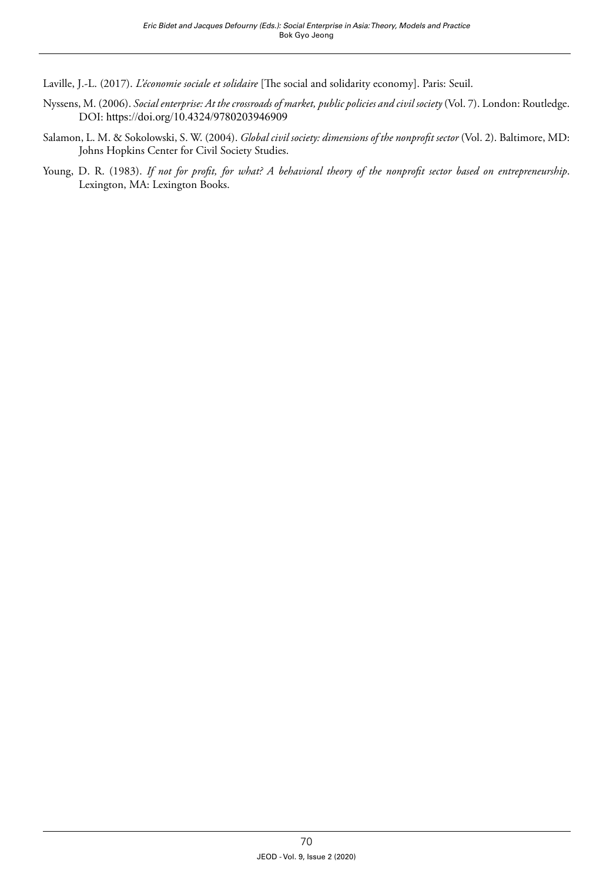Laville, J.-L. (2017). *L'économie sociale et solidaire* [The social and solidarity economy]. Paris: Seuil.

Nyssens, M. (2006). *Social enterprise: At the crossroads of market, public policies and civil society* (Vol. 7). London: Routledge. DOI: https://doi.org/10.4324/9780203946909

Salamon, L. M. & Sokolowski, S. W. (2004). *Global civil society: dimensions of the nonprofit sector* (Vol. 2). Baltimore, MD: Johns Hopkins Center for Civil Society Studies.

Young, D. R. (1983). *If not for profit, for what? A behavioral theory of the nonprofit sector based on entrepreneurship*. Lexington, MA: Lexington Books.